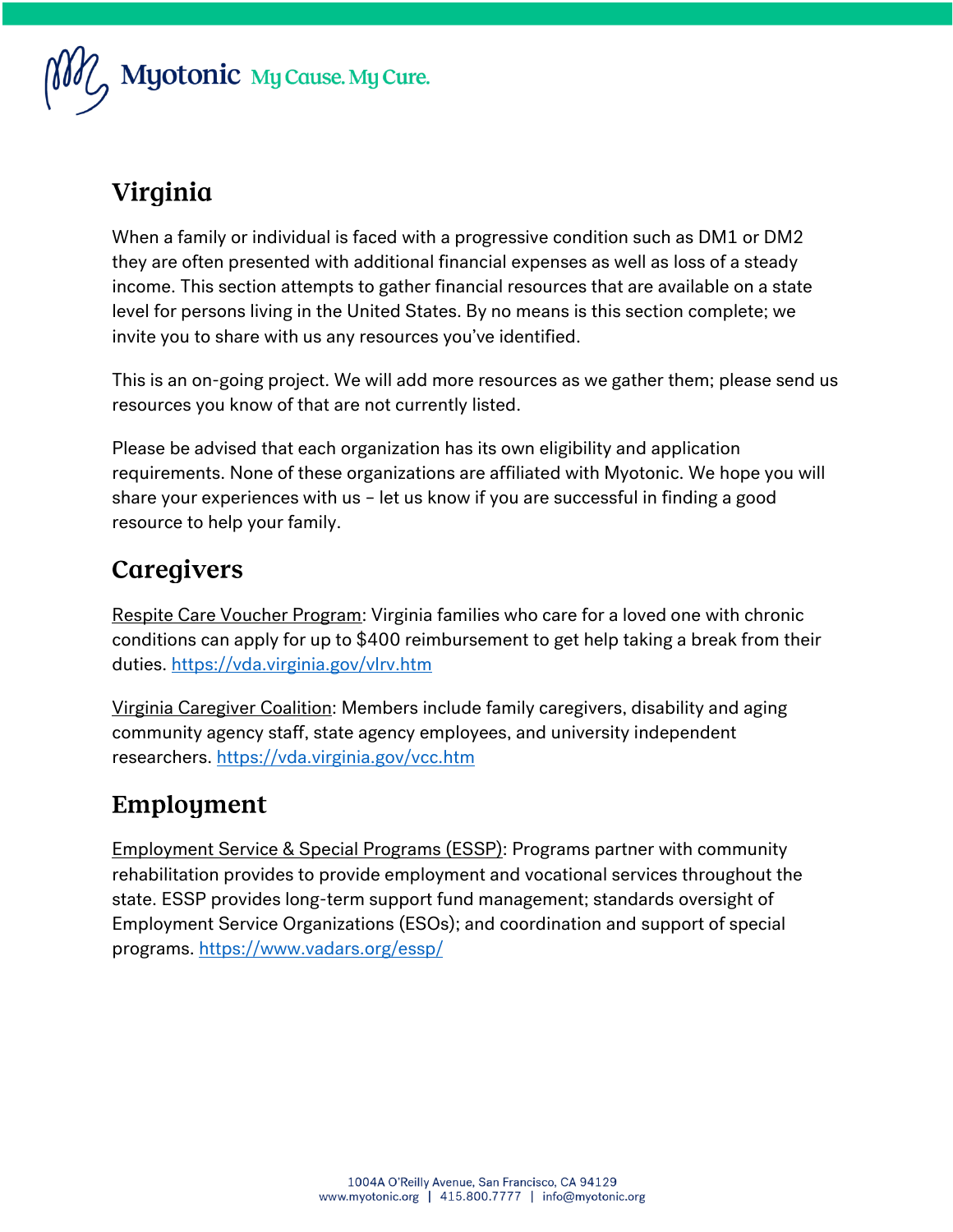# Virginia

When a family or individual is faced with a progressive condition such as DM1 or DM2 they are often presented with additional financial expenses as well as loss of a steady income. This section attempts to gather financial resources that are available on a state level for persons living in the United States. By no means is this section complete; we invite you to share with us any resources you've identified.

This is an on-going project. We will add more resources as we gather them; please send us resources you know of that are not currently listed.

Please be advised that each organization has its own eligibility and application requirements. None of these organizations are affiliated with Myotonic. We hope you will share your experiences with us – let us know if you are successful in finding a good resource to help your family.

## Caregivers

Respite Care Voucher Program: Virginia families who care for a loved one with chronic conditions can apply for up to $400 reimbursement to get help taking a break from their duties. https://vda.virginia.gov/vlrv.htm

Virginia Caregiver Coalition: Members include family caregivers, disability and aging community agency staff, state agency employees, and university independent researchers. https://vda.virginia.gov/vcc.htm

## Employment

Employment Service & Special Programs (ESSP): Programs partner with community rehabilitation provides to provide employment and vocational services throughout the state. ESSP provides long-term support fund management; standards oversight of Employment Service Organizations (ESOs); and coordination and support of special programs. https://www.vadars.org/essp/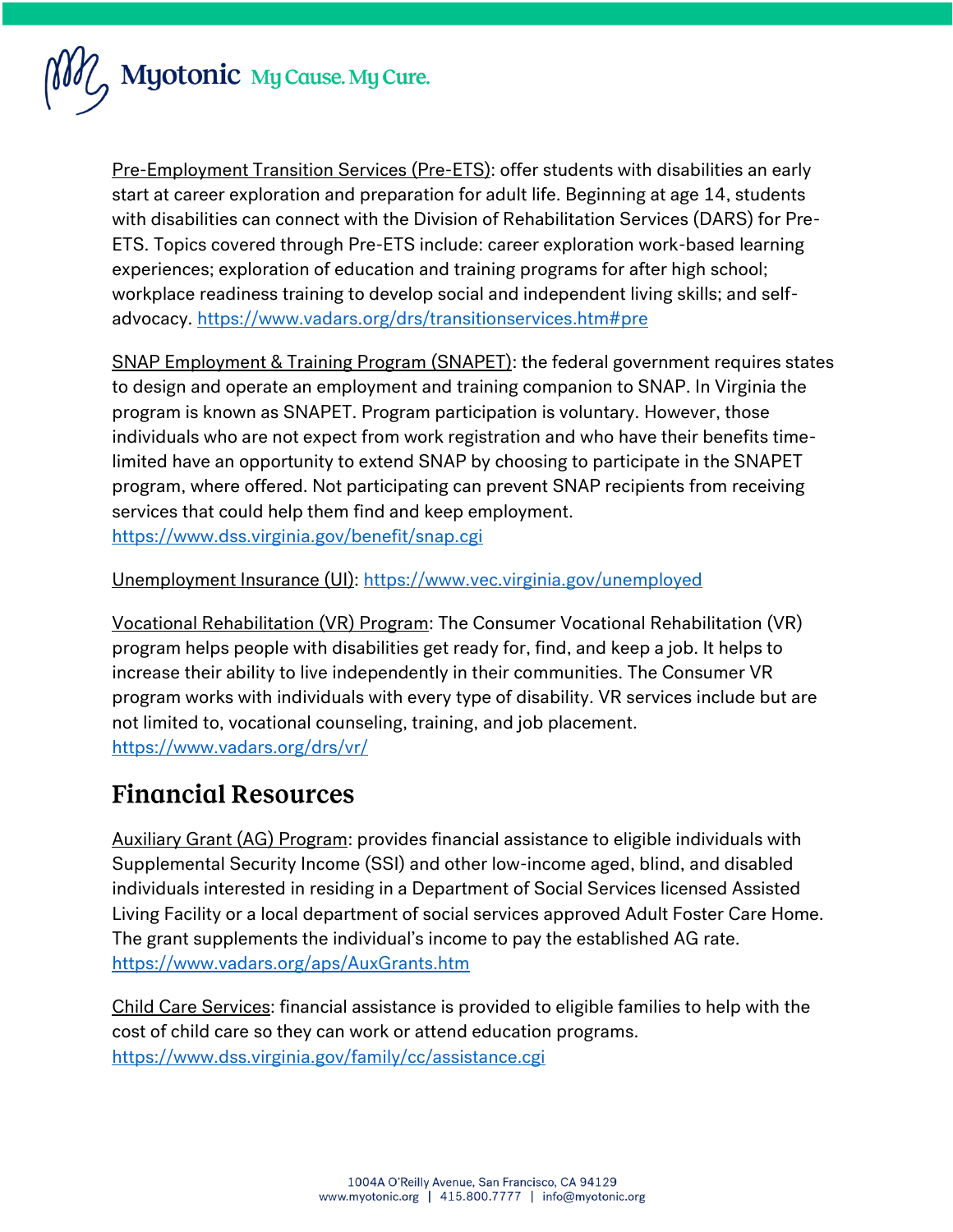Pre-Employment Transition Services (Pre-ETS): offer students with disabilities an early start at career exploration and preparation for adult life. Beginning at age 14, students with disabilities can connect with the Division of Rehabilitation Services (DARS) for Pre-ETS. Topics covered through Pre-ETS include: career exploration work-based learning experiences; exploration of education and training programs for after high school; workplace readiness training to develop social and independent living skills; and self-advocacy. https://www.vadars.org/drs/transitionservices.htm#pre

SNAP Employment & Training Program (SNAPET): the federal government requires states to design and operate an employment and training companion to SNAP. In Virginia the program is known as SNAPET. Program participation is voluntary. However, those individuals who are not expect from work registration and who have their benefits time-limited have an opportunity to extend SNAP by choosing to participate in the SNAPET program, where offered. Not participating can prevent SNAP recipients from receiving services that could help them find and keep employment. https://www.dss.virginia.gov/benefit/snap.cgi

Unemployment Insurance (UI): https://www.vec.virginia.gov/unemployed

Vocational Rehabilitation (VR) Program: The Consumer Vocational Rehabilitation (VR) program helps people with disabilities get ready for, find, and keep a job. It helps to increase their ability to live independently in their communities. The Consumer VR program works with individuals with every type of disability. VR services include but are not limited to, vocational counseling, training, and job placement. https://www.vadars.org/drs/vr/

## Financial Resources

Auxiliary Grant (AG) Program: provides financial assistance to eligible individuals with Supplemental Security Income (SSI) and other low-income aged, blind, and disabled individuals interested in residing in a Department of Social Services licensed Assisted Living Facility or a local department of social services approved Adult Foster Care Home. The grant supplements the individual's income to pay the established AG rate. https://www.vadars.org/aps/AuxGrants.htm

Child Care Services: financial assistance is provided to eligible families to help with the cost of child care so they can work or attend education programs. https://www.dss.virginia.gov/family/cc/assistance.cgi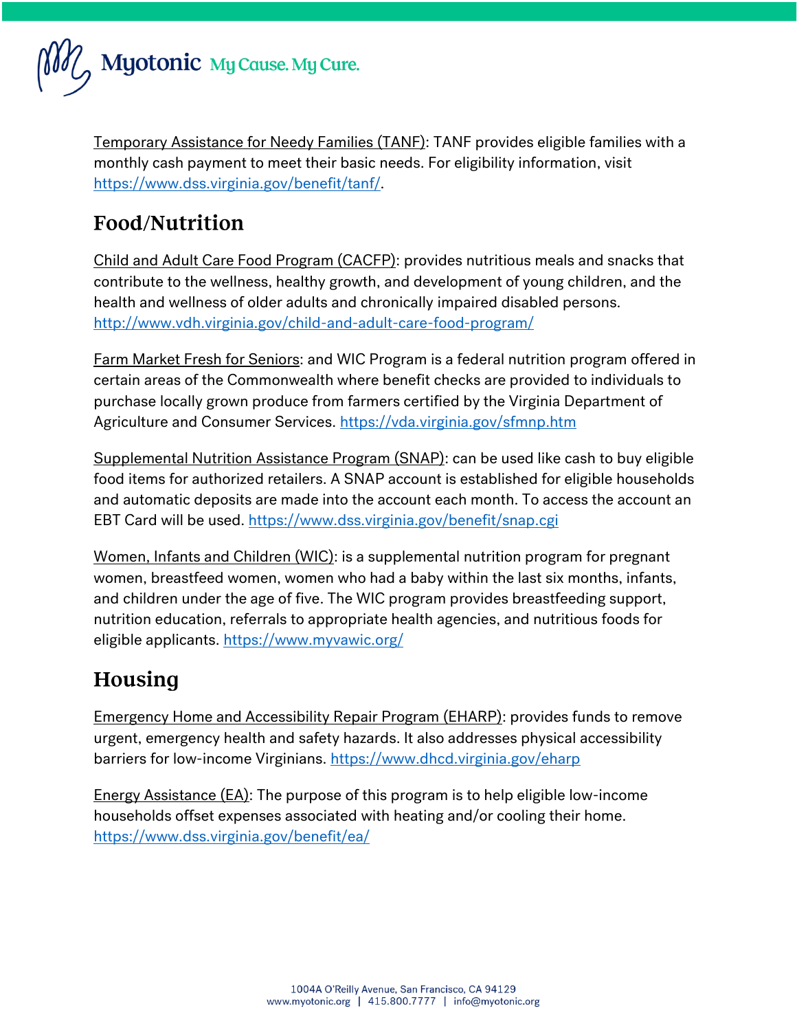Temporary Assistance for Needy Families (TANF): TANF provides eligible families with a monthly cash payment to meet their basic needs. For eligibility information, visit https://www.dss.virginia.gov/benefit/tanf/.

## Food/Nutrition

Child and Adult Care Food Program (CACFP): provides nutritious meals and snacks that contribute to the wellness, healthy growth, and development of young children, and the health and wellness of older adults and chronically impaired disabled persons. http://www.vdh.virginia.gov/child-and-adult-care-food-program/

Farm Market Fresh for Seniors: and WIC Program is a federal nutrition program offered in certain areas of the Commonwealth where benefit checks are provided to individuals to purchase locally grown produce from farmers certified by the Virginia Department of Agriculture and Consumer Services. https://vda.virginia.gov/sfmnp.htm

Supplemental Nutrition Assistance Program (SNAP): can be used like cash to buy eligible food items for authorized retailers. A SNAP account is established for eligible households and automatic deposits are made into the account each month. To access the account an EBT Card will be used. https://www.dss.virginia.gov/benefit/snap.cgi

Women, Infants and Children (WIC): is a supplemental nutrition program for pregnant women, breastfeed women, women who had a baby within the last six months, infants, and children under the age of five. The WIC program provides breastfeeding support, nutrition education, referrals to appropriate health agencies, and nutritious foods for eligible applicants. https://www.myvawic.org/

## Housing

Emergency Home and Accessibility Repair Program (EHARP): provides funds to remove urgent, emergency health and safety hazards. It also addresses physical accessibility barriers for low-income Virginians. https://www.dhcd.virginia.gov/eharp

Energy Assistance (EA): The purpose of this program is to help eligible low-income households offset expenses associated with heating and/or cooling their home. https://www.dss.virginia.gov/benefit/ea/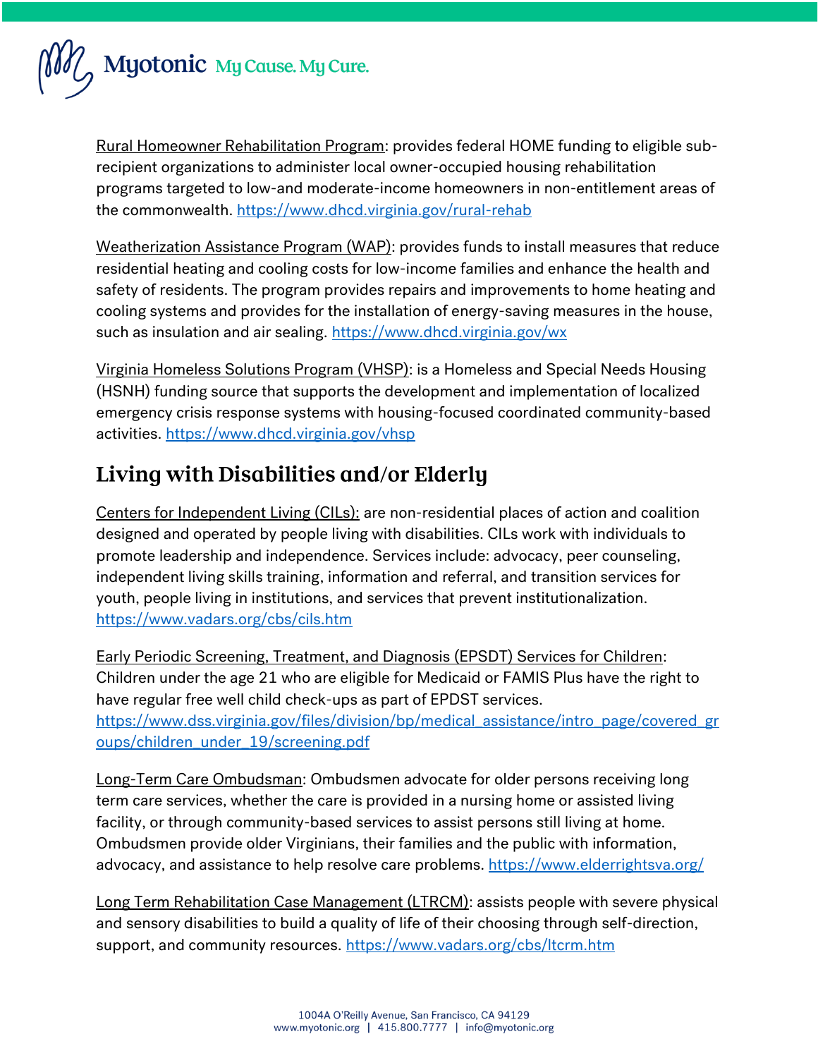Rural Homeowner Rehabilitation Program: provides federal HOME funding to eligible sub-recipient organizations to administer local owner-occupied housing rehabilitation programs targeted to low-and moderate-income homeowners in non-entitlement areas of the commonwealth. https://www.dhcd.virginia.gov/rural-rehab

Weatherization Assistance Program (WAP): provides funds to install measures that reduce residential heating and cooling costs for low-income families and enhance the health and safety of residents. The program provides repairs and improvements to home heating and cooling systems and provides for the installation of energy-saving measures in the house, such as insulation and air sealing. https://www.dhcd.virginia.gov/wx

Virginia Homeless Solutions Program (VHSP): is a Homeless and Special Needs Housing (HSNH) funding source that supports the development and implementation of localized emergency crisis response systems with housing-focused coordinated community-based activities. https://www.dhcd.virginia.gov/vhsp

## Living with Disabilities and/or Elderly

Centers for Independent Living (CILs): are non-residential places of action and coalition designed and operated by people living with disabilities. CILs work with individuals to promote leadership and independence. Services include: advocacy, peer counseling, independent living skills training, information and referral, and transition services for youth, people living in institutions, and services that prevent institutionalization. https://www.vadars.org/cbs/cils.htm

Early Periodic Screening, Treatment, and Diagnosis (EPSDT) Services for Children: Children under the age 21 who are eligible for Medicaid or FAMIS Plus have the right to have regular free well child check-ups as part of EPDST services. https://www.dss.virginia.gov/files/division/bp/medical_assistance/intro_page/covered_groups/children_under_19/screening.pdf

Long-Term Care Ombudsman: Ombudsmen advocate for older persons receiving long term care services, whether the care is provided in a nursing home or assisted living facility, or through community-based services to assist persons still living at home. Ombudsmen provide older Virginians, their families and the public with information, advocacy, and assistance to help resolve care problems. https://www.elderrightsva.org/

Long Term Rehabilitation Case Management (LTRCM): assists people with severe physical and sensory disabilities to build a quality of life of their choosing through self-direction, support, and community resources. https://www.vadars.org/cbs/ltcrm.htm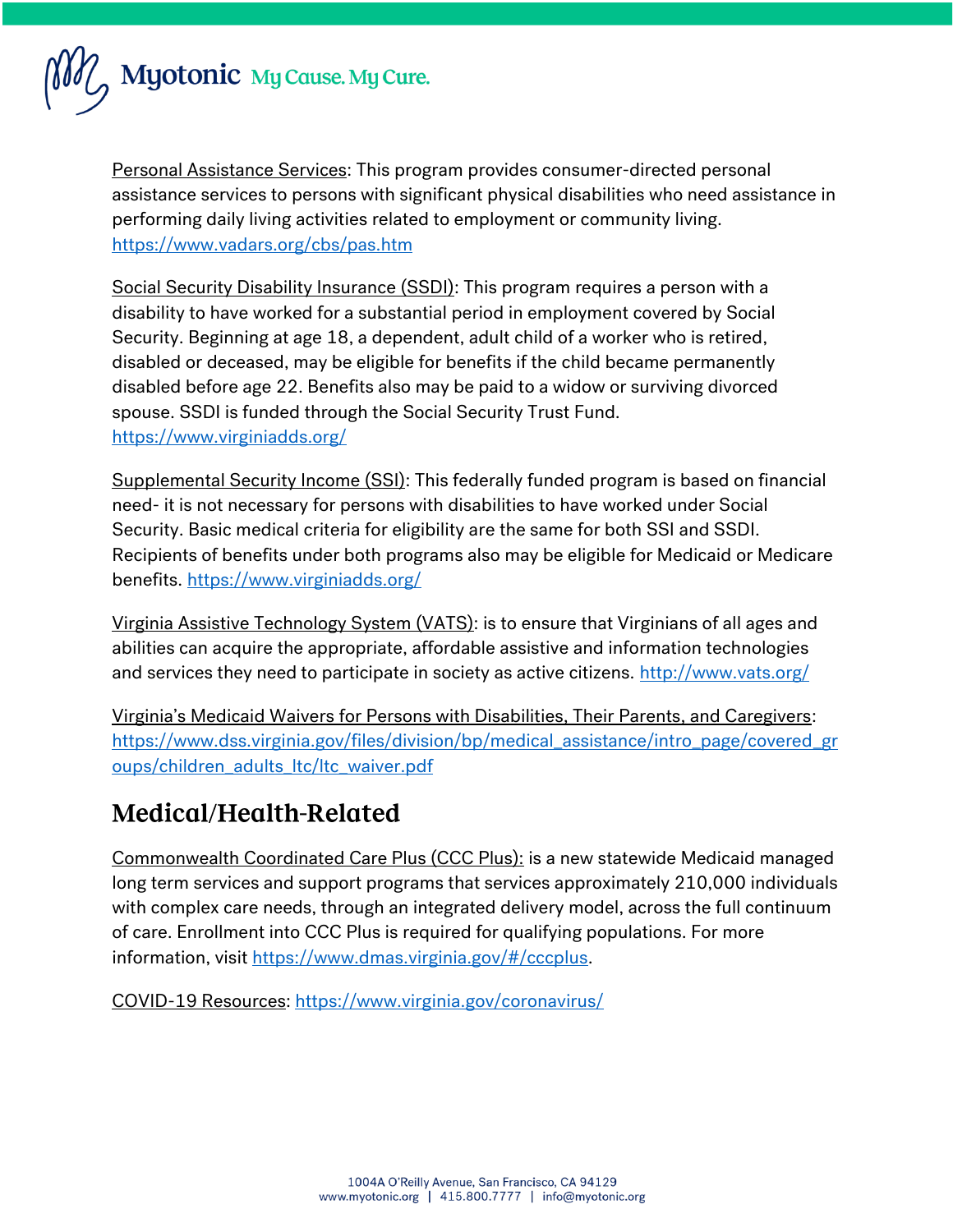Personal Assistance Services: This program provides consumer-directed personal assistance services to persons with significant physical disabilities who need assistance in performing daily living activities related to employment or community living. https://www.vadars.org/cbs/pas.htm

Social Security Disability Insurance (SSDI): This program requires a person with a disability to have worked for a substantial period in employment covered by Social Security. Beginning at age 18, a dependent, adult child of a worker who is retired, disabled or deceased, may be eligible for benefits if the child became permanently disabled before age 22. Benefits also may be paid to a widow or surviving divorced spouse. SSDI is funded through the Social Security Trust Fund. https://www.virginiadds.org/

Supplemental Security Income (SSI): This federally funded program is based on financial need- it is not necessary for persons with disabilities to have worked under Social Security. Basic medical criteria for eligibility are the same for both SSI and SSDI. Recipients of benefits under both programs also may be eligible for Medicaid or Medicare benefits. https://www.virginiadds.org/

Virginia Assistive Technology System (VATS): is to ensure that Virginians of all ages and abilities can acquire the appropriate, affordable assistive and information technologies and services they need to participate in society as active citizens. http://www.vats.org/

Virginia's Medicaid Waivers for Persons with Disabilities, Their Parents, and Caregivers: https://www.dss.virginia.gov/files/division/bp/medical_assistance/intro_page/covered_groups/children_adults_ltc/ltc_waiver.pdf

## Medical/Health-Related

Commonwealth Coordinated Care Plus (CCC Plus): is a new statewide Medicaid managed long term services and support programs that services approximately 210,000 individuals with complex care needs, through an integrated delivery model, across the full continuum of care. Enrollment into CCC Plus is required for qualifying populations. For more information, visit https://www.dmas.virginia.gov/#/cccplus.

COVID-19 Resources: https://www.virginia.gov/coronavirus/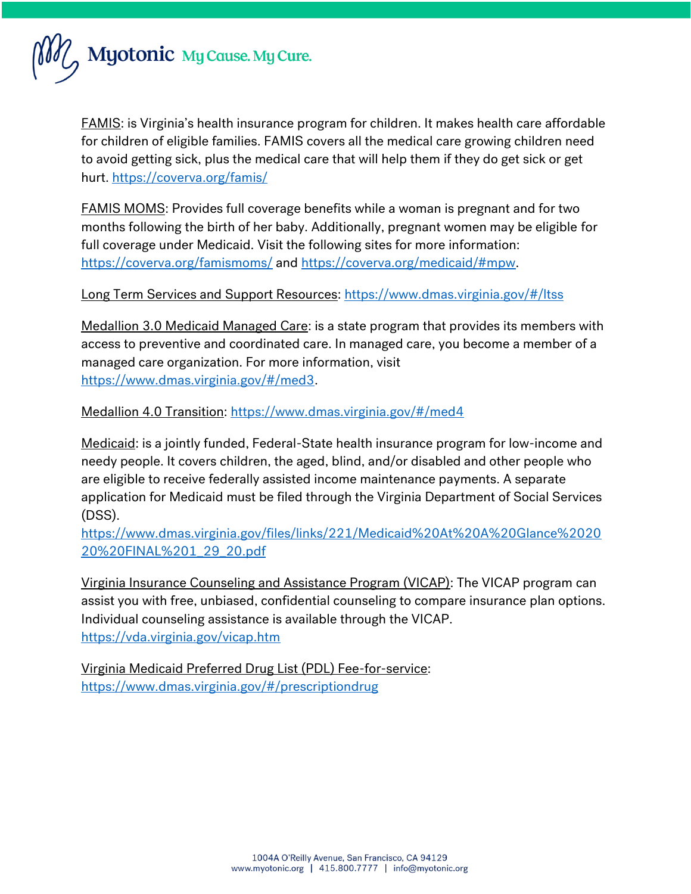FAMIS: is Virginia's health insurance program for children. It makes health care affordable for children of eligible families. FAMIS covers all the medical care growing children need to avoid getting sick, plus the medical care that will help them if they do get sick or get hurt. https://coverva.org/famis/

FAMIS MOMS: Provides full coverage benefits while a woman is pregnant and for two months following the birth of her baby. Additionally, pregnant women may be eligible for full coverage under Medicaid. Visit the following sites for more information: https://coverva.org/famismoms/ and https://coverva.org/medicaid/#mpw.

Long Term Services and Support Resources: https://www.dmas.virginia.gov/#/ltss

Medallion 3.0 Medicaid Managed Care: is a state program that provides its members with access to preventive and coordinated care. In managed care, you become a member of a managed care organization. For more information, visit https://www.dmas.virginia.gov/#/med3.

Medallion 4.0 Transition: https://www.dmas.virginia.gov/#/med4

Medicaid: is a jointly funded, Federal-State health insurance program for low-income and needy people. It covers children, the aged, blind, and/or disabled and other people who are eligible to receive federally assisted income maintenance payments. A separate application for Medicaid must be filed through the Virginia Department of Social Services (DSS).
https://www.dmas.virginia.gov/files/links/221/Medicaid%20At%20A%20Glance%2020 20%20FINAL%201_29_20.pdf

Virginia Insurance Counseling and Assistance Program (VICAP): The VICAP program can assist you with free, unbiased, confidential counseling to compare insurance plan options. Individual counseling assistance is available through the VICAP.
https://vda.virginia.gov/vicap.htm

Virginia Medicaid Preferred Drug List (PDL) Fee-for-service:
https://www.dmas.virginia.gov/#/prescriptiondrug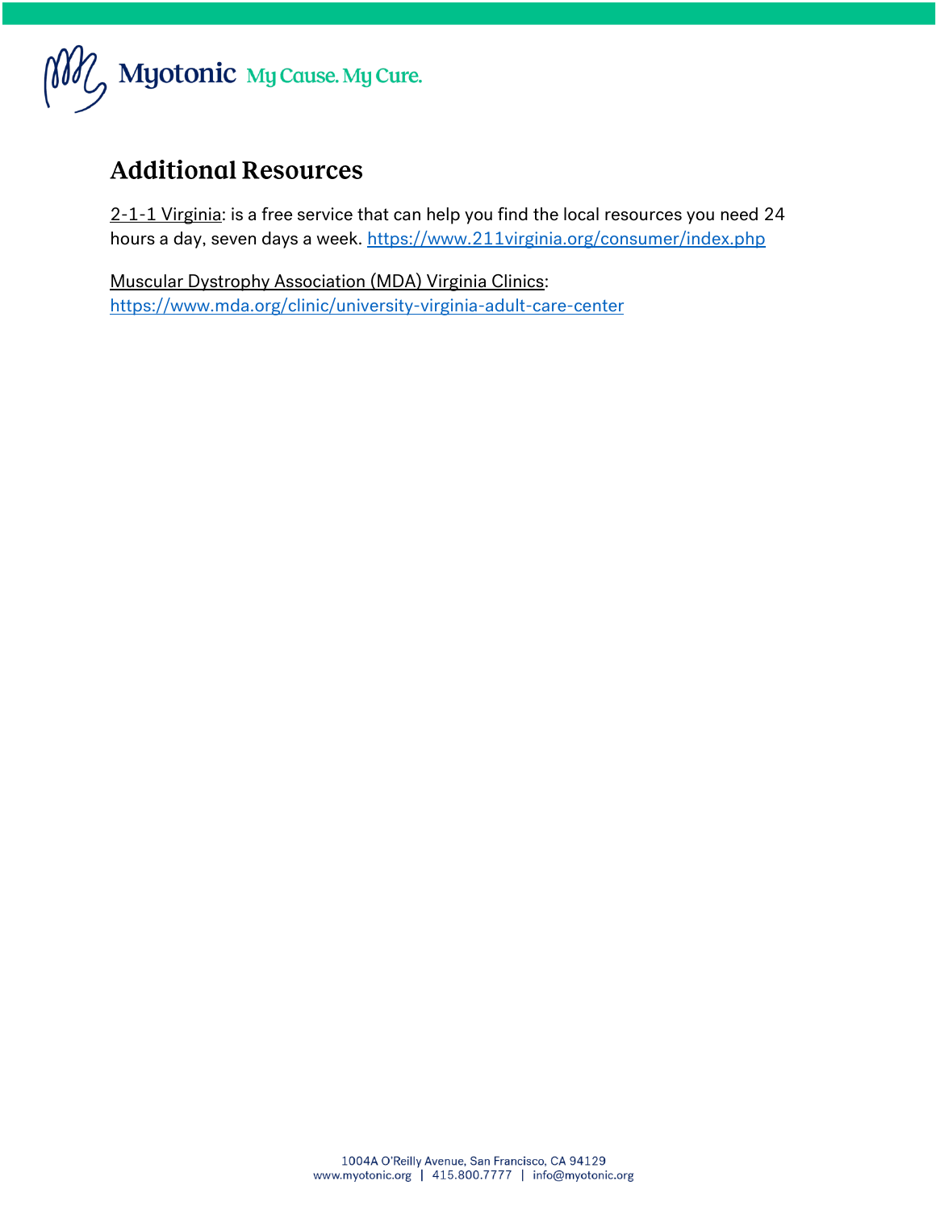## Additional Resources

2-1-1 Virginia: is a free service that can help you find the local resources you need 24 hours a day, seven days a week. https://www.211virginia.org/consumer/index.php

Muscular Dystrophy Association (MDA) Virginia Clinics: https://www.mda.org/clinic/university-virginia-adult-care-center